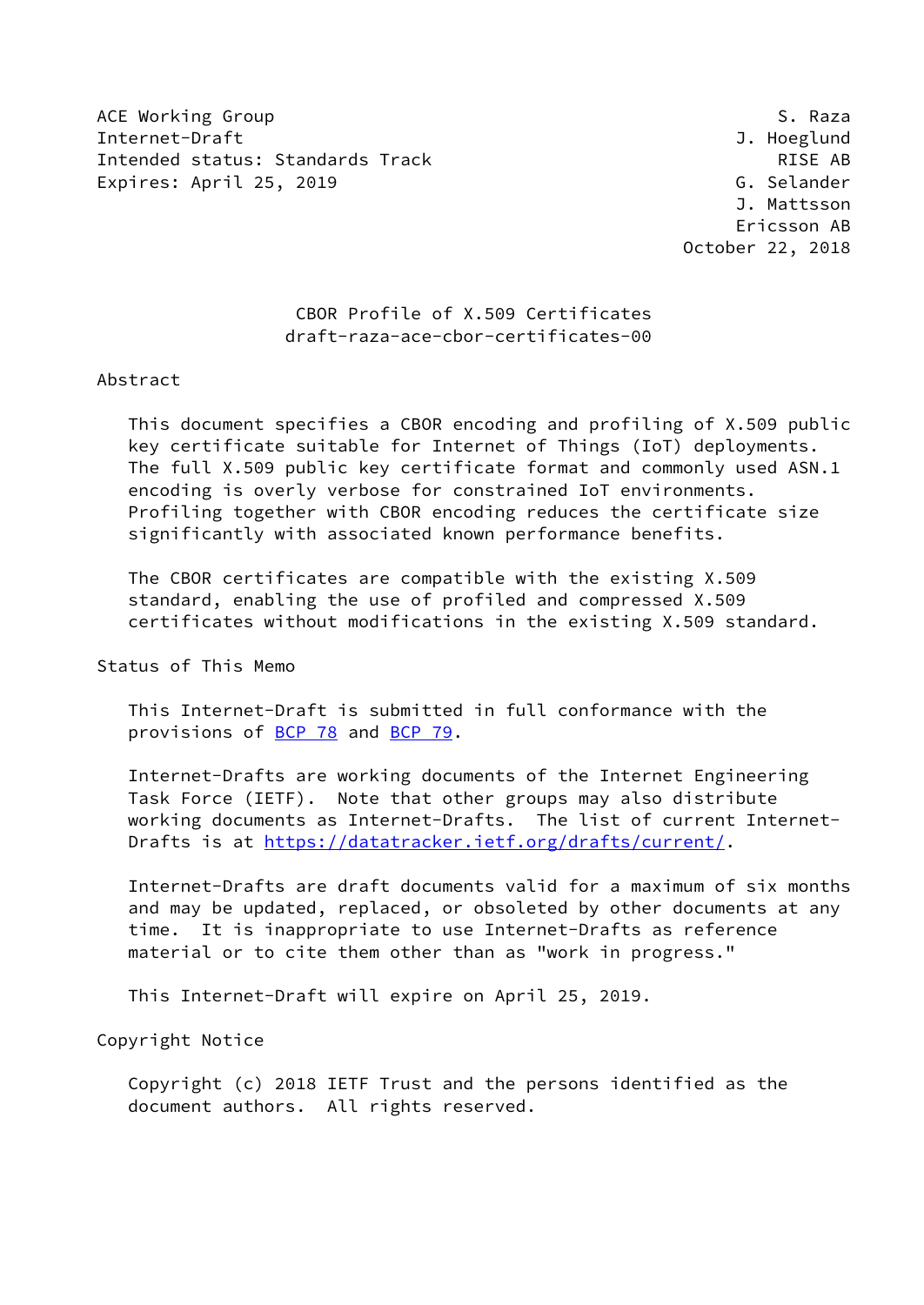ACE Working Group S. Raza
Internet-Draft J. Hoeglund
Intended status: Standards Track RISE AB
Expires: April 25, 2019 G. Selander
J. Mattsson
Ericsson AB
October 22, 2018

# CBOR Profile of X.509 Certificates
draft-raza-ace-cbor-certificates-00

## Abstract

This document specifies a CBOR encoding and profiling of X.509 public key certificate suitable for Internet of Things (IoT) deployments. The full X.509 public key certificate format and commonly used ASN.1 encoding is overly verbose for constrained IoT environments. Profiling together with CBOR encoding reduces the certificate size significantly with associated known performance benefits.

The CBOR certificates are compatible with the existing X.509 standard, enabling the use of profiled and compressed X.509 certificates without modifications in the existing X.509 standard.

## Status of This Memo

This Internet-Draft is submitted in full conformance with the provisions of BCP 78 and BCP 79.

Internet-Drafts are working documents of the Internet Engineering Task Force (IETF). Note that other groups may also distribute working documents as Internet-Drafts. The list of current Internet-Drafts is at https://datatracker.ietf.org/drafts/current/.

Internet-Drafts are draft documents valid for a maximum of six months and may be updated, replaced, or obsoleted by other documents at any time. It is inappropriate to use Internet-Drafts as reference material or to cite them other than as "work in progress."

This Internet-Draft will expire on April 25, 2019.

## Copyright Notice

Copyright (c) 2018 IETF Trust and the persons identified as the document authors. All rights reserved.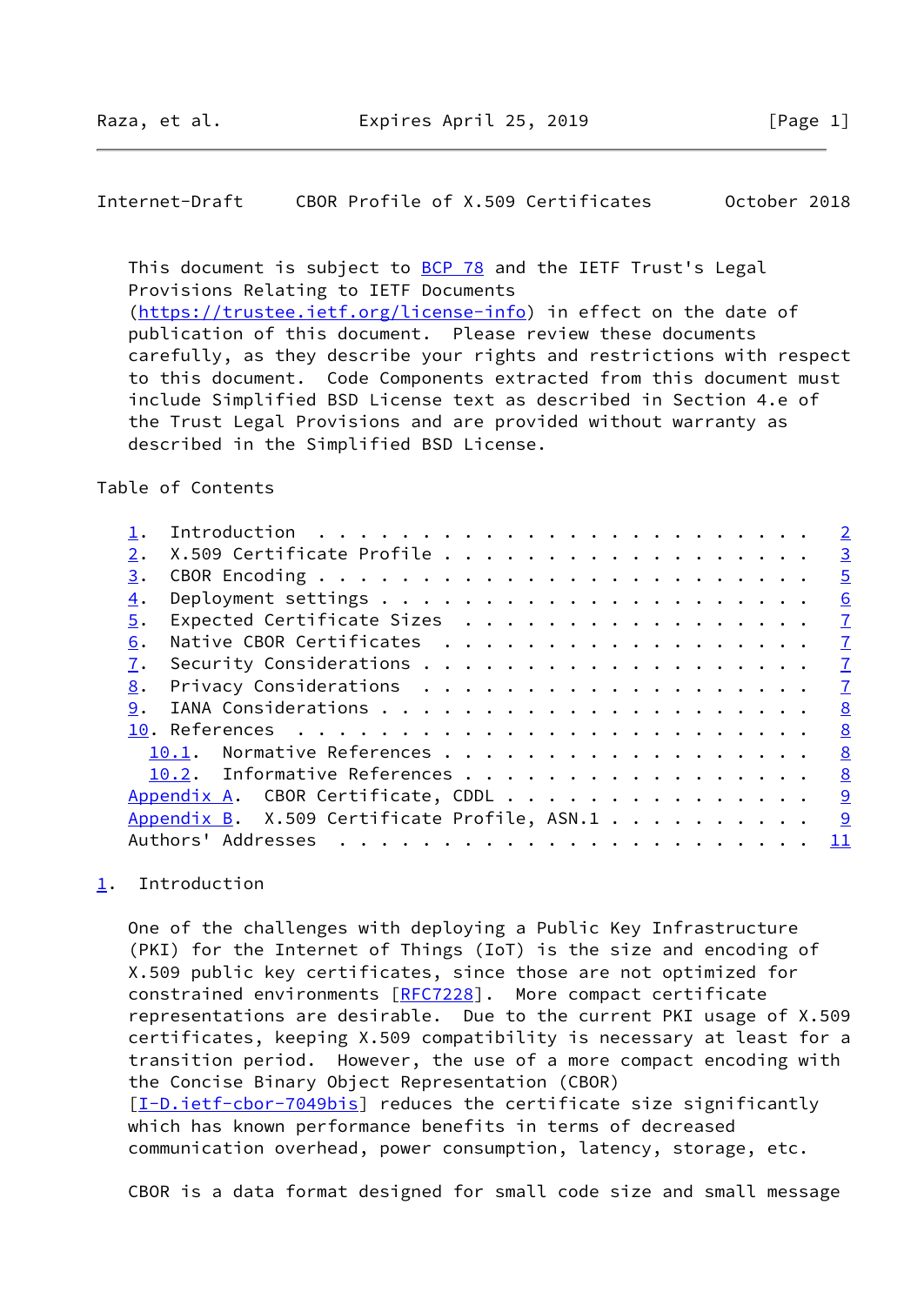This document is subject to BCP 78 and the IETF Trust's Legal Provisions Relating to IETF Documents (https://trustee.ietf.org/license-info) in effect on the date of publication of this document. Please review these documents carefully, as they describe your rights and restrictions with respect to this document. Code Components extracted from this document must include Simplified BSD License text as described in Section 4.e of the Trust Legal Provisions and are provided without warranty as described in the Simplified BSD License.

Table of Contents

```
   1.  Introduction . . . . . . . . . . . . . . . . . . . . . . . .   2
   2.  X.509 Certificate Profile . . . . . . . . . . . . . . . . . .   3
   3.  CBOR Encoding . . . . . . . . . . . . . . . . . . . . . . . .   5
   4.  Deployment settings . . . . . . . . . . . . . . . . . . . . .   6
   5.  Expected Certificate Sizes  . . . . . . . . . . . . . . . . .   7
   6.  Native CBOR Certificates  . . . . . . . . . . . . . . . . . .   7
   7.  Security Considerations . . . . . . . . . . . . . . . . . . .   7
   8.  Privacy Considerations  . . . . . . . . . . . . . . . . . . .   7
   9.  IANA Considerations . . . . . . . . . . . . . . . . . . . . .   8
   10. References  . . . . . . . . . . . . . . . . . . . . . . . . .   8
     10.1.  Normative References . . . . . . . . . . . . . . . . . .   8
     10.2.  Informative References . . . . . . . . . . . . . . . . .   8
   Appendix A.  CBOR Certificate, CDDL . . . . . . . . . . . . . . .   9
   Appendix B.  X.509 Certificate Profile, ASN.1 . . . . . . . . . .   9
   Authors' Addresses  . . . . . . . . . . . . . . . . . . . . . . .  11
```

## 1. Introduction

One of the challenges with deploying a Public Key Infrastructure (PKI) for the Internet of Things (IoT) is the size and encoding of X.509 public key certificates, since those are not optimized for constrained environments [RFC7228]. More compact certificate representations are desirable. Due to the current PKI usage of X.509 certificates, keeping X.509 compatibility is necessary at least for a transition period. However, the use of a more compact encoding with the Concise Binary Object Representation (CBOR) [I-D.ietf-cbor-7049bis] reduces the certificate size significantly which has known performance benefits in terms of decreased communication overhead, power consumption, latency, storage, etc.

CBOR is a data format designed for small code size and small message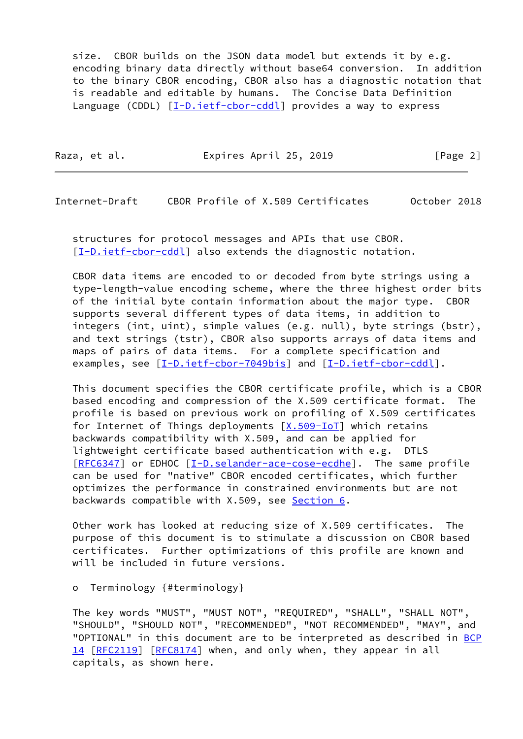size. CBOR builds on the JSON data model but extends it by e.g. encoding binary data directly without base64 conversion. In addition to the binary CBOR encoding, CBOR also has a diagnostic notation that is readable and editable by humans. The Concise Data Definition Language (CDDL) [I-D.ietf-cbor-cddl] provides a way to express structures for protocol messages and APIs that use CBOR. [I-D.ietf-cbor-cddl] also extends the diagnostic notation.

CBOR data items are encoded to or decoded from byte strings using a type-length-value encoding scheme, where the three highest order bits of the initial byte contain information about the major type. CBOR supports several different types of data items, in addition to integers (int, uint), simple values (e.g. null), byte strings (bstr), and text strings (tstr), CBOR also supports arrays of data items and maps of pairs of data items. For a complete specification and examples, see [I-D.ietf-cbor-7049bis] and [I-D.ietf-cbor-cddl].

This document specifies the CBOR certificate profile, which is a CBOR based encoding and compression of the X.509 certificate format. The profile is based on previous work on profiling of X.509 certificates for Internet of Things deployments [X.509-IoT] which retains backwards compatibility with X.509, and can be applied for lightweight certificate based authentication with e.g. DTLS [RFC6347] or EDHOC [I-D.selander-ace-cose-ecdhe]. The same profile can be used for "native" CBOR encoded certificates, which further optimizes the performance in constrained environments but are not backwards compatible with X.509, see Section 6.

Other work has looked at reducing size of X.509 certificates. The purpose of this document is to stimulate a discussion on CBOR based certificates. Further optimizations of this profile are known and will be included in future versions.

- Terminology {#terminology}

The key words "MUST", "MUST NOT", "REQUIRED", "SHALL", "SHALL NOT", "SHOULD", "SHOULD NOT", "RECOMMENDED", "NOT RECOMMENDED", "MAY", and "OPTIONAL" in this document are to be interpreted as described in BCP 14 [RFC2119] [RFC8174] when, and only when, they appear in all capitals, as shown here.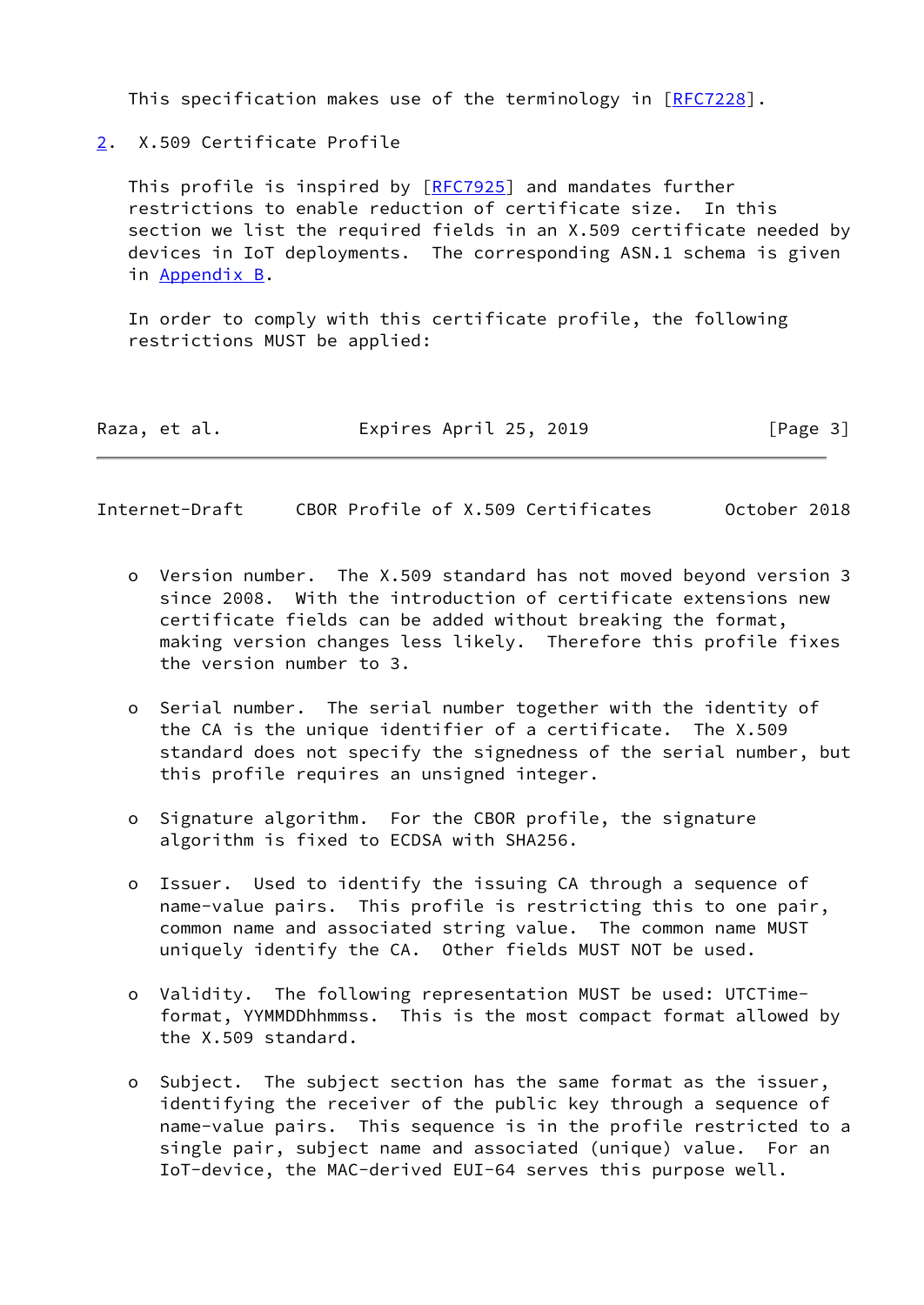This specification makes use of the terminology in [RFC7228].

## 2. X.509 Certificate Profile

This profile is inspired by [RFC7925] and mandates further restrictions to enable reduction of certificate size. In this section we list the required fields in an X.509 certificate needed by devices in IoT deployments. The corresponding ASN.1 schema is given in Appendix B.

In order to comply with this certificate profile, the following restrictions MUST be applied:

- Version number. The X.509 standard has not moved beyond version 3 since 2008. With the introduction of certificate extensions new certificate fields can be added without breaking the format, making version changes less likely. Therefore this profile fixes the version number to 3.

- Serial number. The serial number together with the identity of the CA is the unique identifier of a certificate. The X.509 standard does not specify the signedness of the serial number, but this profile requires an unsigned integer.

- Signature algorithm. For the CBOR profile, the signature algorithm is fixed to ECDSA with SHA256.

- Issuer. Used to identify the issuing CA through a sequence of name-value pairs. This profile is restricting this to one pair, common name and associated string value. The common name MUST uniquely identify the CA. Other fields MUST NOT be used.

- Validity. The following representation MUST be used: UTCTime-format, YYMMDDhhmmss. This is the most compact format allowed by the X.509 standard.

- Subject. The subject section has the same format as the issuer, identifying the receiver of the public key through a sequence of name-value pairs. This sequence is in the profile restricted to a single pair, subject name and associated (unique) value. For an IoT-device, the MAC-derived EUI-64 serves this purpose well.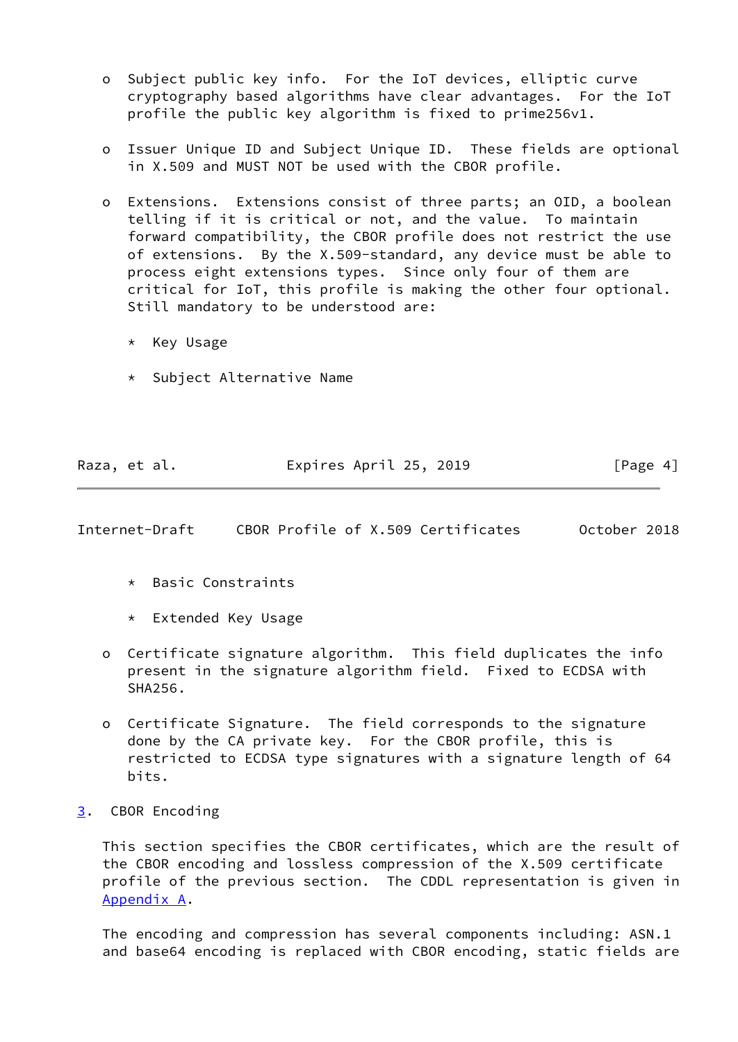- Subject public key info. For the IoT devices, elliptic curve cryptography based algorithms have clear advantages. For the IoT profile the public key algorithm is fixed to prime256v1.

- Issuer Unique ID and Subject Unique ID. These fields are optional in X.509 and MUST NOT be used with the CBOR profile.

- Extensions. Extensions consist of three parts; an OID, a boolean telling if it is critical or not, and the value. To maintain forward compatibility, the CBOR profile does not restrict the use of extensions. By the X.509-standard, any device must be able to process eight extensions types. Since only four of them are critical for IoT, this profile is making the other four optional. Still mandatory to be understood are:

  * Key Usage

  * Subject Alternative Name

  * Basic Constraints

  * Extended Key Usage

- Certificate signature algorithm. This field duplicates the info present in the signature algorithm field. Fixed to ECDSA with SHA256.

- Certificate Signature. The field corresponds to the signature done by the CA private key. For the CBOR profile, this is restricted to ECDSA type signatures with a signature length of 64 bits.

## 3. CBOR Encoding

This section specifies the CBOR certificates, which are the result of the CBOR encoding and lossless compression of the X.509 certificate profile of the previous section. The CDDL representation is given in Appendix A.

The encoding and compression has several components including: ASN.1 and base64 encoding is replaced with CBOR encoding, static fields are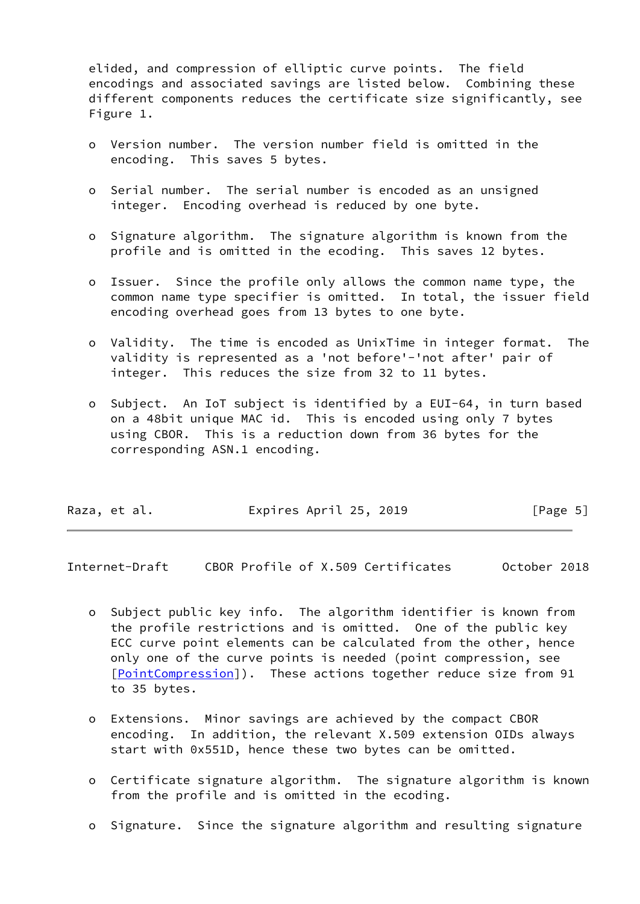elided, and compression of elliptic curve points. The field encodings and associated savings are listed below. Combining these different components reduces the certificate size significantly, see Figure 1.

- Version number. The version number field is omitted in the encoding. This saves 5 bytes.

- Serial number. The serial number is encoded as an unsigned integer. Encoding overhead is reduced by one byte.

- Signature algorithm. The signature algorithm is known from the profile and is omitted in the ecoding. This saves 12 bytes.

- Issuer. Since the profile only allows the common name type, the common name type specifier is omitted. In total, the issuer field encoding overhead goes from 13 bytes to one byte.

- Validity. The time is encoded as UnixTime in integer format. The validity is represented as a 'not before'-'not after' pair of integer. This reduces the size from 32 to 11 bytes.

- Subject. An IoT subject is identified by a EUI-64, in turn based on a 48bit unique MAC id. This is encoded using only 7 bytes using CBOR. This is a reduction down from 36 bytes for the corresponding ASN.1 encoding.

- Subject public key info. The algorithm identifier is known from the profile restrictions and is omitted. One of the public key ECC curve point elements can be calculated from the other, hence only one of the curve points is needed (point compression, see [PointCompression]). These actions together reduce size from 91 to 35 bytes.

- Extensions. Minor savings are achieved by the compact CBOR encoding. In addition, the relevant X.509 extension OIDs always start with 0x551D, hence these two bytes can be omitted.

- Certificate signature algorithm. The signature algorithm is known from the profile and is omitted in the ecoding.

- Signature. Since the signature algorithm and resulting signature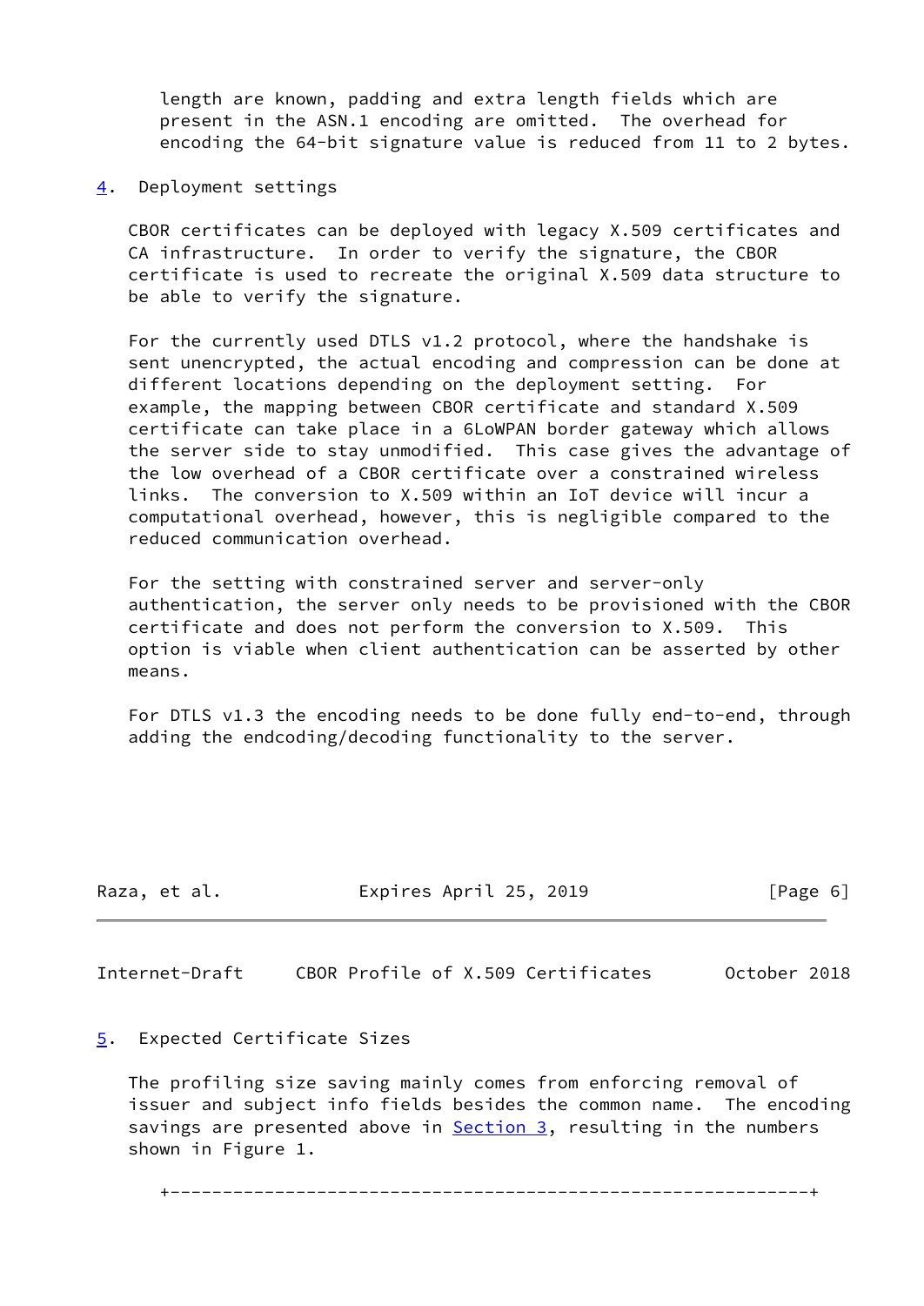length are known, padding and extra length fields which are present in the ASN.1 encoding are omitted. The overhead for encoding the 64-bit signature value is reduced from 11 to 2 bytes.

## 4. Deployment settings

CBOR certificates can be deployed with legacy X.509 certificates and CA infrastructure. In order to verify the signature, the CBOR certificate is used to recreate the original X.509 data structure to be able to verify the signature.

For the currently used DTLS v1.2 protocol, where the handshake is sent unencrypted, the actual encoding and compression can be done at different locations depending on the deployment setting. For example, the mapping between CBOR certificate and standard X.509 certificate can take place in a 6LoWPAN border gateway which allows the server side to stay unmodified. This case gives the advantage of the low overhead of a CBOR certificate over a constrained wireless links. The conversion to X.509 within an IoT device will incur a computational overhead, however, this is negligible compared to the reduced communication overhead.

For the setting with constrained server and server-only authentication, the server only needs to be provisioned with the CBOR certificate and does not perform the conversion to X.509. This option is viable when client authentication can be asserted by other means.

For DTLS v1.3 the encoding needs to be done fully end-to-end, through adding the endcoding/decoding functionality to the server.

## 5. Expected Certificate Sizes

The profiling size saving mainly comes from enforcing removal of issuer and subject info fields besides the common name. The encoding savings are presented above in Section 3, resulting in the numbers shown in Figure 1.

```
+---------------------------------------------------------------+
```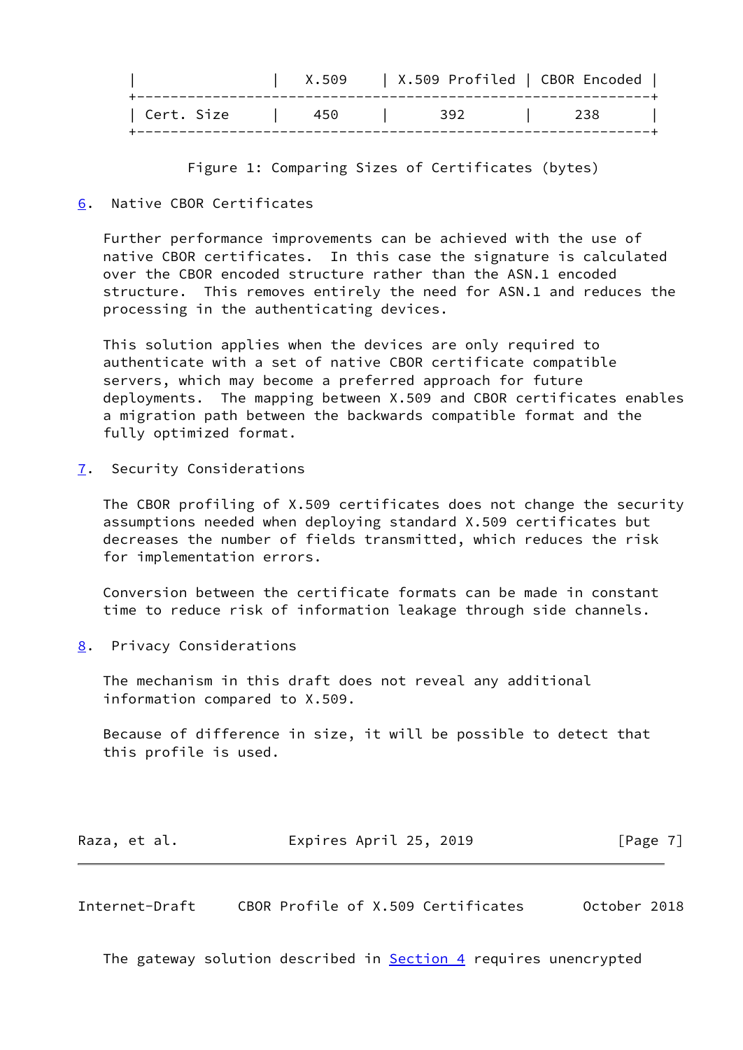| | X.509 | X.509 Profiled | CBOR Encoded |
|---|---|---|---|
| Cert. Size | 450 | 392 | 238 |

Figure 1: Comparing Sizes of Certificates (bytes)

## 6. Native CBOR Certificates

Further performance improvements can be achieved with the use of native CBOR certificates. In this case the signature is calculated over the CBOR encoded structure rather than the ASN.1 encoded structure. This removes entirely the need for ASN.1 and reduces the processing in the authenticating devices.

This solution applies when the devices are only required to authenticate with a set of native CBOR certificate compatible servers, which may become a preferred approach for future deployments. The mapping between X.509 and CBOR certificates enables a migration path between the backwards compatible format and the fully optimized format.

## 7. Security Considerations

The CBOR profiling of X.509 certificates does not change the security assumptions needed when deploying standard X.509 certificates but decreases the number of fields transmitted, which reduces the risk for implementation errors.

Conversion between the certificate formats can be made in constant time to reduce risk of information leakage through side channels.

## 8. Privacy Considerations

The mechanism in this draft does not reveal any additional information compared to X.509.

Because of difference in size, it will be possible to detect that this profile is used.

The gateway solution described in Section 4 requires unencrypted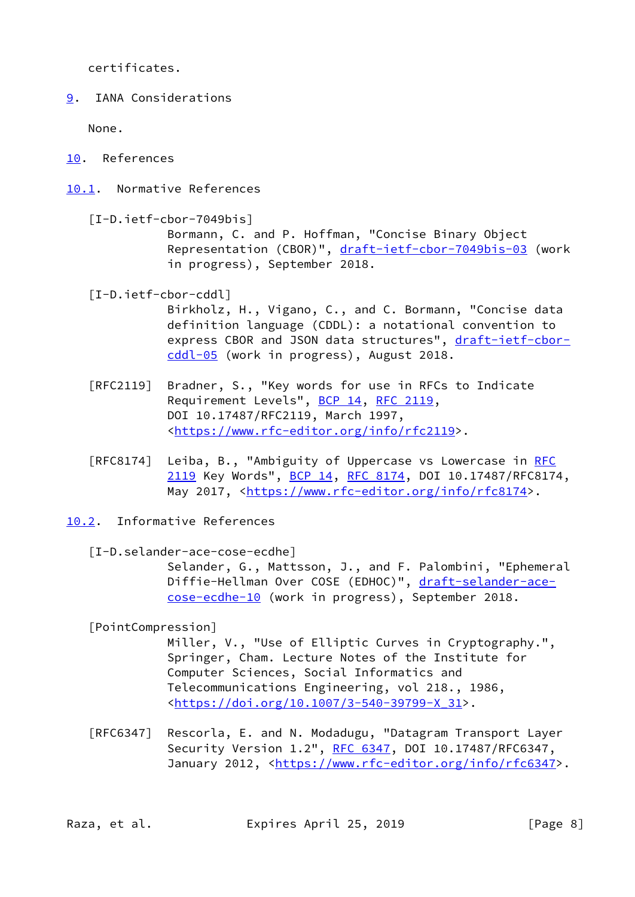certificates.

## 9. IANA Considerations

None.

## 10. References

### 10.1. Normative References

[I-D.ietf-cbor-7049bis]
Bormann, C. and P. Hoffman, "Concise Binary Object Representation (CBOR)", draft-ietf-cbor-7049bis-03 (work in progress), September 2018.

[I-D.ietf-cbor-cddl]
Birkholz, H., Vigano, C., and C. Bormann, "Concise data definition language (CDDL): a notational convention to express CBOR and JSON data structures", draft-ietf-cbor-cddl-05 (work in progress), August 2018.

[RFC2119] Bradner, S., "Key words for use in RFCs to Indicate Requirement Levels", BCP 14, RFC 2119, DOI 10.17487/RFC2119, March 1997, <https://www.rfc-editor.org/info/rfc2119>.

[RFC8174] Leiba, B., "Ambiguity of Uppercase vs Lowercase in RFC 2119 Key Words", BCP 14, RFC 8174, DOI 10.17487/RFC8174, May 2017, <https://www.rfc-editor.org/info/rfc8174>.

### 10.2. Informative References

[I-D.selander-ace-cose-ecdhe]
Selander, G., Mattsson, J., and F. Palombini, "Ephemeral Diffie-Hellman Over COSE (EDHOC)", draft-selander-ace-cose-ecdhe-10 (work in progress), September 2018.

[PointCompression]
Miller, V., "Use of Elliptic Curves in Cryptography.", Springer, Cham. Lecture Notes of the Institute for Computer Sciences, Social Informatics and Telecommunications Engineering, vol 218., 1986, <https://doi.org/10.1007/3-540-39799-X_31>.

[RFC6347] Rescorla, E. and N. Modadugu, "Datagram Transport Layer Security Version 1.2", RFC 6347, DOI 10.17487/RFC6347, January 2012, <https://www.rfc-editor.org/info/rfc6347>.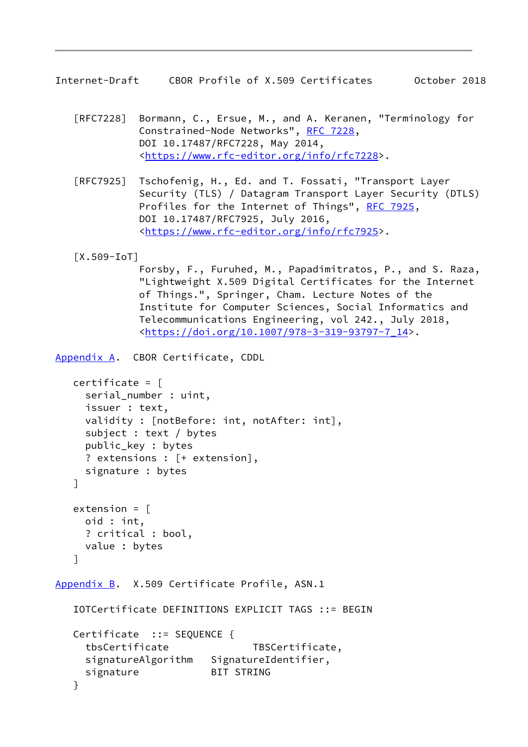[RFC7228] Bormann, C., Ersue, M., and A. Keranen, "Terminology for Constrained-Node Networks", RFC 7228, DOI 10.17487/RFC7228, May 2014, <https://www.rfc-editor.org/info/rfc7228>.

[RFC7925] Tschofenig, H., Ed. and T. Fossati, "Transport Layer Security (TLS) / Datagram Transport Layer Security (DTLS) Profiles for the Internet of Things", RFC 7925, DOI 10.17487/RFC7925, July 2016, <https://www.rfc-editor.org/info/rfc7925>.

[X.509-IoT] Forsby, F., Furuhed, M., Papadimitratos, P., and S. Raza, "Lightweight X.509 Digital Certificates for the Internet of Things.", Springer, Cham. Lecture Notes of the Institute for Computer Sciences, Social Informatics and Telecommunications Engineering, vol 242., July 2018, <https://doi.org/10.1007/978-3-319-93797-7_14>.

## Appendix A. CBOR Certificate, CDDL

```
certificate = [
  serial_number : uint,
  issuer : text,
  validity : [notBefore: int, notAfter: int],
  subject : text / bytes
  public_key : bytes
  ? extensions : [+ extension],
  signature : bytes
]

extension = [
  oid : int,
  ? critical : bool,
  value : bytes
]
```

## Appendix B. X.509 Certificate Profile, ASN.1

```
IOTCertificate DEFINITIONS EXPLICIT TAGS ::= BEGIN

Certificate  ::= SEQUENCE {
  tbsCertificate              TBSCertificate,
  signatureAlgorithm   SignatureIdentifier,
  signature            BIT STRING
}
```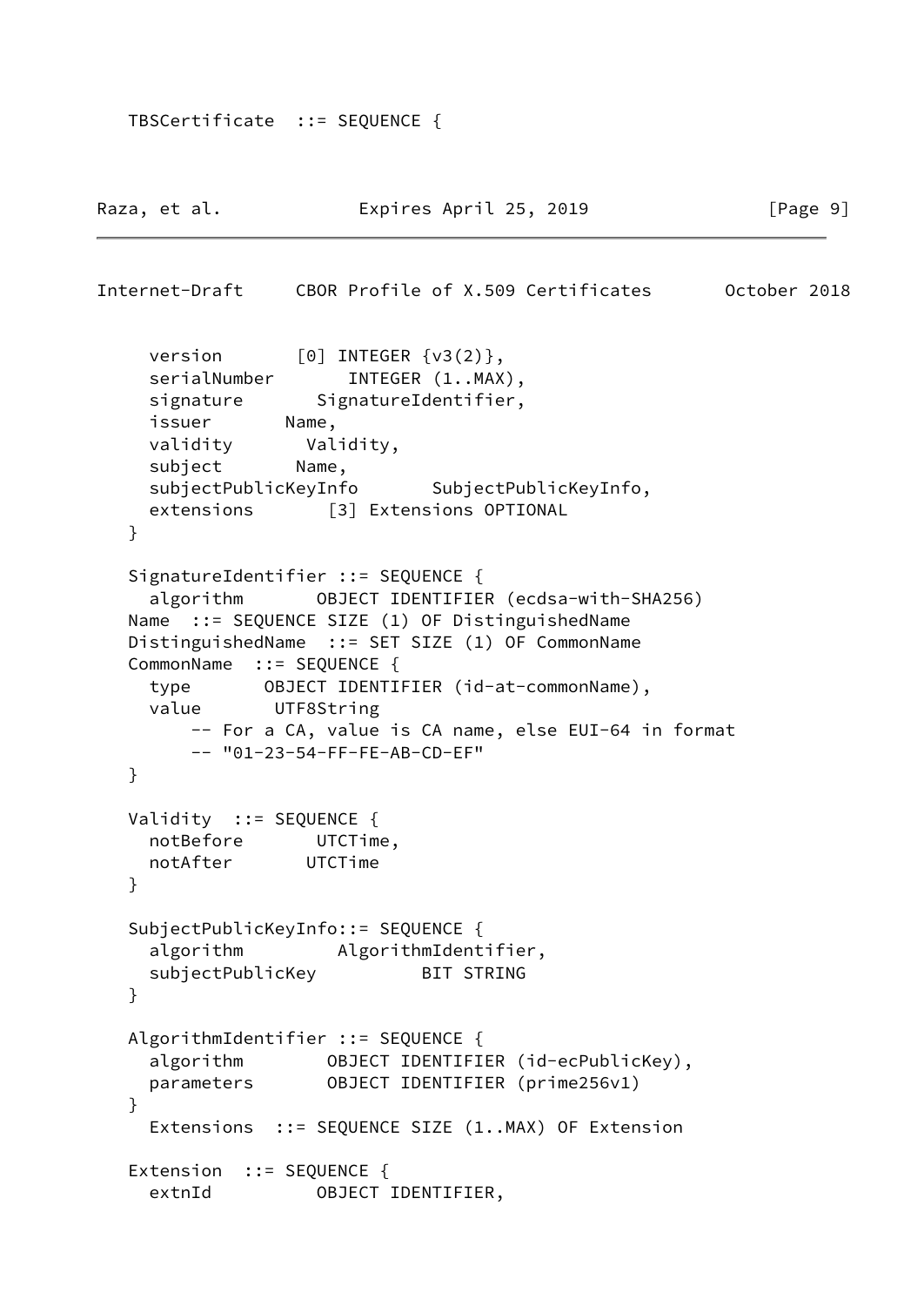```
   TBSCertificate  ::= SEQUENCE {
```

```
     version       [0] INTEGER {v3(2)},
     serialNumber       INTEGER (1..MAX),
     signature       SignatureIdentifier,
     issuer       Name,
     validity       Validity,
     subject       Name,
     subjectPublicKeyInfo       SubjectPublicKeyInfo,
     extensions       [3] Extensions OPTIONAL
   }

   SignatureIdentifier ::= SEQUENCE {
     algorithm       OBJECT IDENTIFIER (ecdsa-with-SHA256)
   Name  ::= SEQUENCE SIZE (1) OF DistinguishedName
   DistinguishedName  ::= SET SIZE (1) OF CommonName
   CommonName  ::= SEQUENCE {
     type       OBJECT IDENTIFIER (id-at-commonName),
     value       UTF8String
         -- For a CA, value is CA name, else EUI-64 in format
         -- "01-23-54-FF-FE-AB-CD-EF"
   }

   Validity  ::= SEQUENCE {
     notBefore       UTCTime,
     notAfter       UTCTime
   }

   SubjectPublicKeyInfo::= SEQUENCE {
     algorithm         AlgorithmIdentifier,
     subjectPublicKey          BIT STRING
   }

   AlgorithmIdentifier ::= SEQUENCE {
     algorithm        OBJECT IDENTIFIER (id-ecPublicKey),
     parameters       OBJECT IDENTIFIER (prime256v1)
   }
     Extensions  ::= SEQUENCE SIZE (1..MAX) OF Extension

   Extension  ::= SEQUENCE {
     extnId          OBJECT IDENTIFIER,
```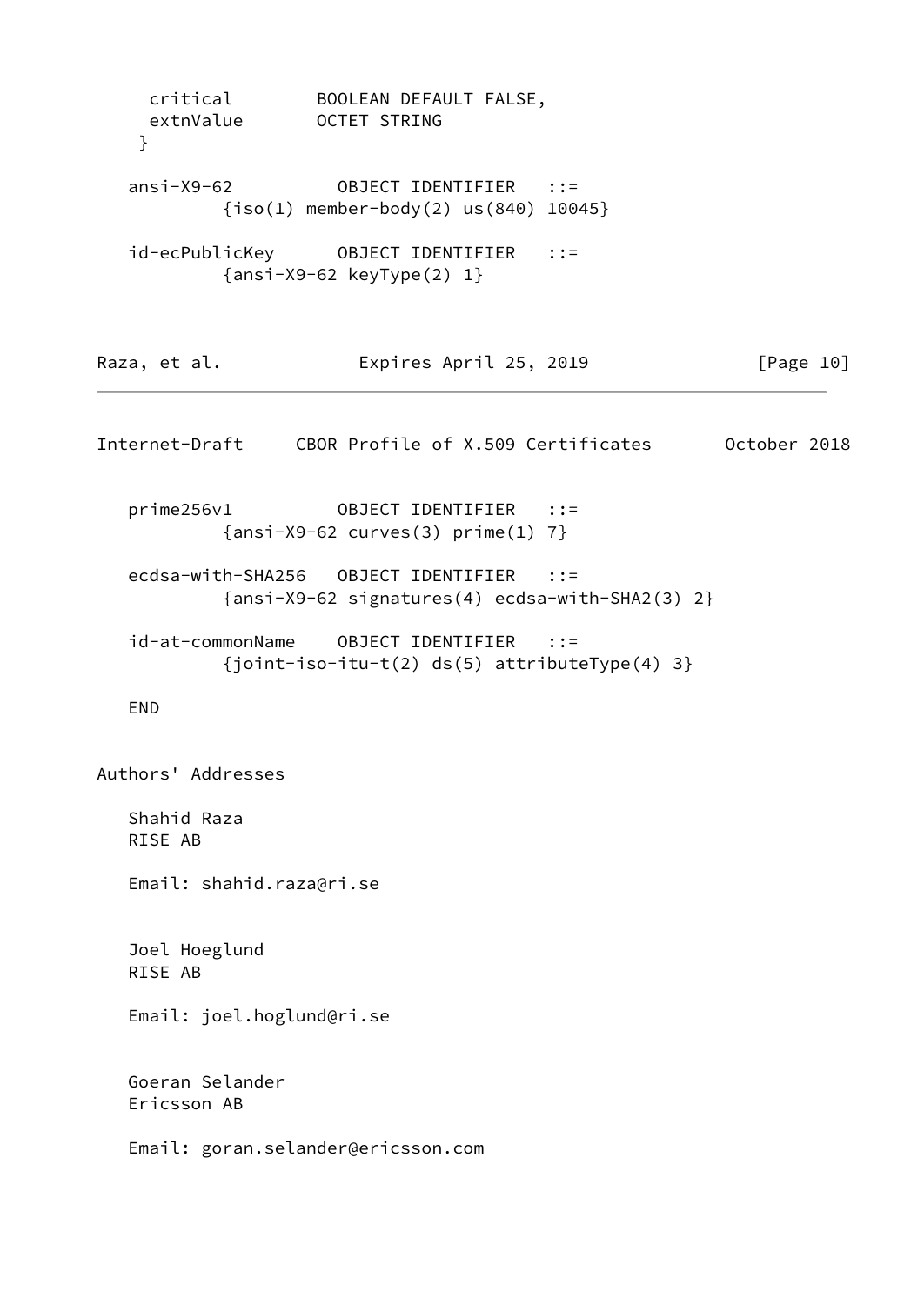```
     critical        BOOLEAN DEFAULT FALSE,
     extnValue       OCTET STRING
    }

   ansi-X9-62          OBJECT IDENTIFIER   ::=
           {iso(1) member-body(2) us(840) 10045}

   id-ecPublicKey      OBJECT IDENTIFIER   ::=
           {ansi-X9-62 keyType(2) 1}

   prime256v1          OBJECT IDENTIFIER   ::=
           {ansi-X9-62 curves(3) prime(1) 7}

   ecdsa-with-SHA256   OBJECT IDENTIFIER   ::=
           {ansi-X9-62 signatures(4) ecdsa-with-SHA2(3) 2}

   id-at-commonName    OBJECT IDENTIFIER   ::=
           {joint-iso-itu-t(2) ds(5) attributeType(4) 3}

   END
```

# Authors' Addresses

Shahid Raza
RISE AB

Email: shahid.raza@ri.se

Joel Hoeglund
RISE AB

Email: joel.hoglund@ri.se

Goeran Selander
Ericsson AB

Email: goran.selander@ericsson.com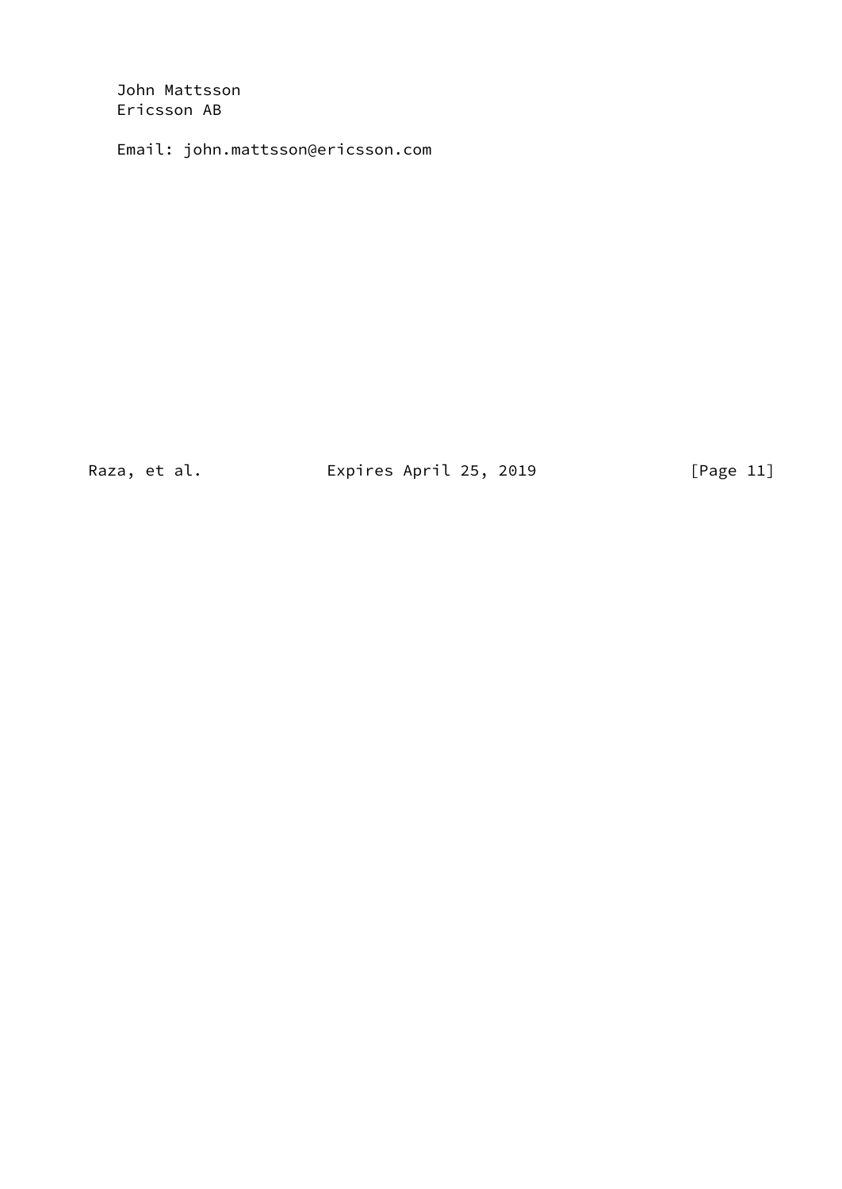John Mattsson
Ericsson AB

Email: john.mattsson@ericsson.com